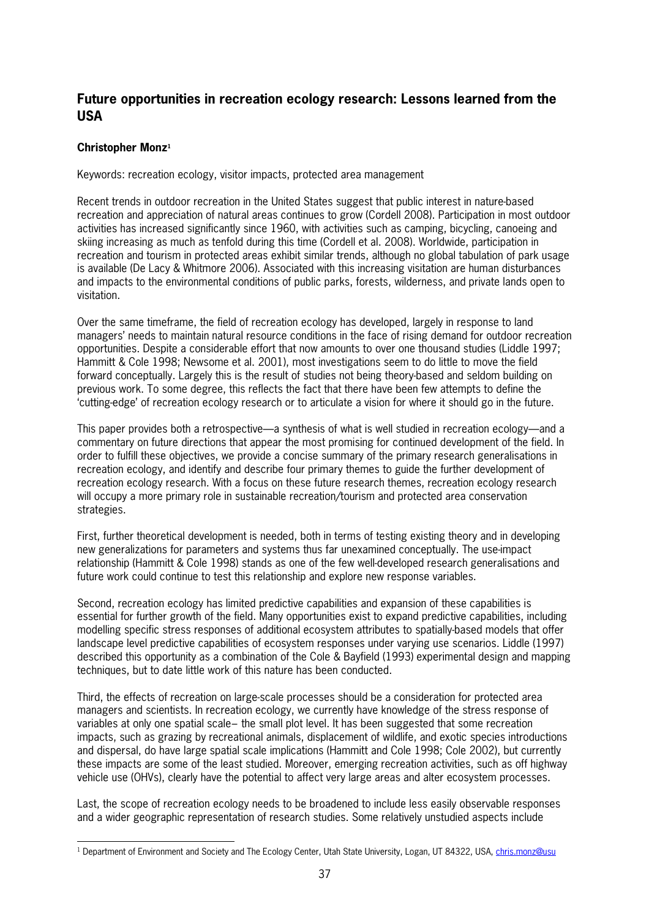## Future opportunities in recreation ecology research: Lessons learned from the USA

**Christopher Monz**[1]

Keywords: recreation ecology, visitor impacts, protected area management

Recent trends in outdoor recreation in the United States suggest that public interest in nature-based recreation and appreciation of natural areas continues to grow (Cordell 2008). Participation in most outdoor activities has increased significantly since 1960, with activities such as camping, bicycling, canoeing and skiing increasing as much as tenfold during this time (Cordell et al. 2008). Worldwide, participation in recreation and tourism in protected areas exhibit similar trends, although no global tabulation of park usage is available (De Lacy & Whitmore 2006). Associated with this increasing visitation are human disturbances and impacts to the environmental conditions of public parks, forests, wilderness, and private lands open to visitation.

Over the same timeframe, the field of recreation ecology has developed, largely in response to land managers' needs to maintain natural resource conditions in the face of rising demand for outdoor recreation opportunities. Despite a considerable effort that now amounts to over one thousand studies (Liddle 1997; Hammitt & Cole 1998; Newsome et al. 2001), most investigations seem to do little to move the field forward conceptually. Largely this is the result of studies not being theory-based and seldom building on previous work. To some degree, this reflects the fact that there have been few attempts to define the 'cutting-edge' of recreation ecology research or to articulate a vision for where it should go in the future.

This paper provides both a retrospective—a synthesis of what is well studied in recreation ecology—and a commentary on future directions that appear the most promising for continued development of the field. In order to fulfill these objectives, we provide a concise summary of the primary research generalisations in recreation ecology, and identify and describe four primary themes to guide the further development of recreation ecology research. With a focus on these future research themes, recreation ecology research will occupy a more primary role in sustainable recreation/tourism and protected area conservation strategies.

First, further theoretical development is needed, both in terms of testing existing theory and in developing new generalizations for parameters and systems thus far unexamined conceptually. The use-impact relationship (Hammitt & Cole 1998) stands as one of the few well-developed research generalisations and future work could continue to test this relationship and explore new response variables.

Second, recreation ecology has limited predictive capabilities and expansion of these capabilities is essential for further growth of the field. Many opportunities exist to expand predictive capabilities, including modelling specific stress responses of additional ecosystem attributes to spatially-based models that offer landscape level predictive capabilities of ecosystem responses under varying use scenarios. Liddle (1997) described this opportunity as a combination of the Cole & Bayfield (1993) experimental design and mapping techniques, but to date little work of this nature has been conducted.

Third, the effects of recreation on large-scale processes should be a consideration for protected area managers and scientists. In recreation ecology, we currently have knowledge of the stress response of variables at only one spatial scale– the small plot level. It has been suggested that some recreation impacts, such as grazing by recreational animals, displacement of wildlife, and exotic species introductions and dispersal, do have large spatial scale implications (Hammitt and Cole 1998; Cole 2002), but currently these impacts are some of the least studied. Moreover, emerging recreation activities, such as off highway vehicle use (OHVs), clearly have the potential to affect very large areas and alter ecosystem processes.

Last, the scope of recreation ecology needs to be broadened to include less easily observable responses and a wider geographic representation of research studies. Some relatively unstudied aspects include

[1] Department of Environment and Society and The Ecology Center, Utah State University, Logan, UT 84322, USA, chris.monz@usu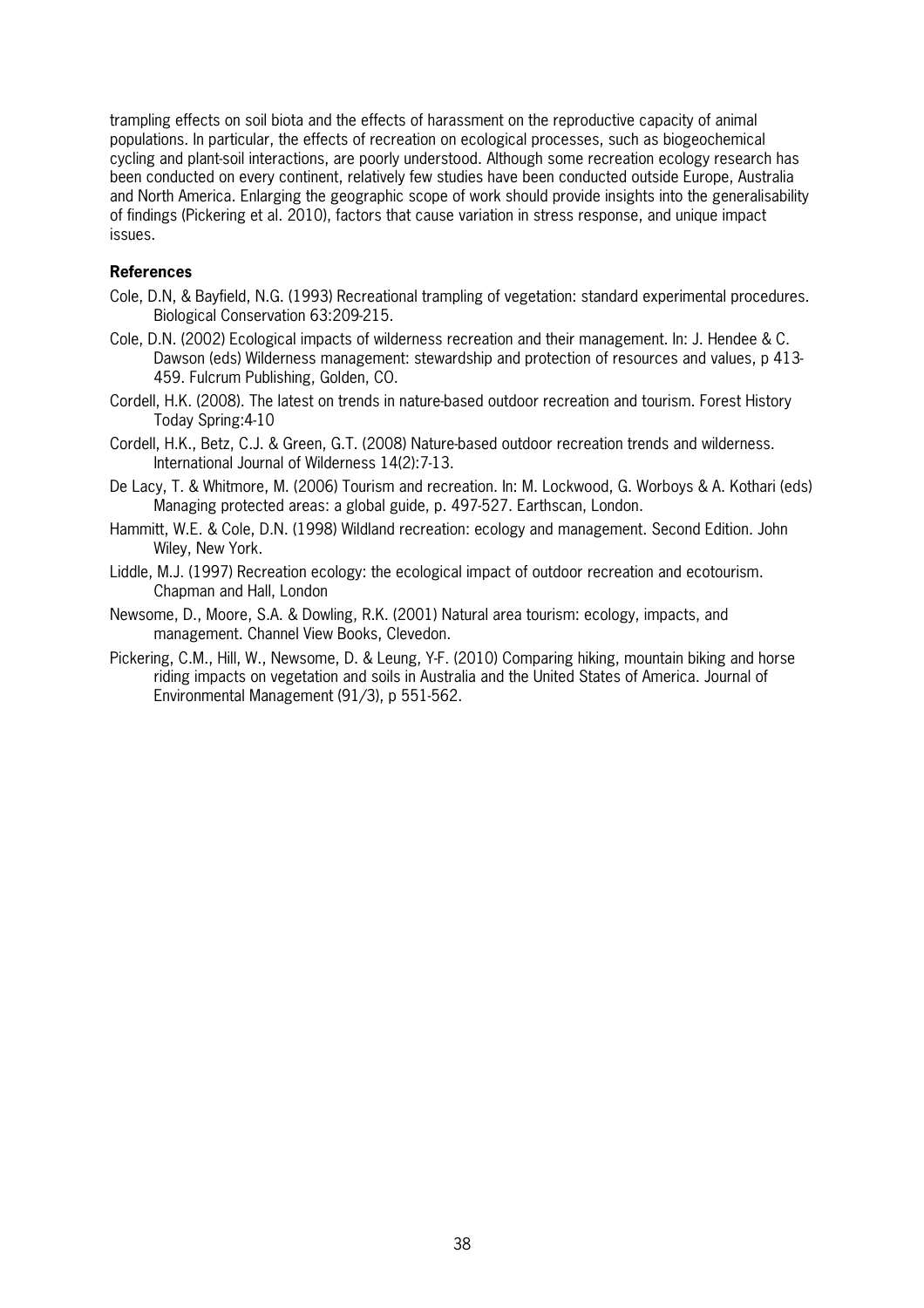trampling effects on soil biota and the effects of harassment on the reproductive capacity of animal populations. In particular, the effects of recreation on ecological processes, such as biogeochemical cycling and plant-soil interactions, are poorly understood. Although some recreation ecology research has been conducted on every continent, relatively few studies have been conducted outside Europe, Australia and North America. Enlarging the geographic scope of work should provide insights into the generalisability of findings (Pickering et al. 2010), factors that cause variation in stress response, and unique impact issues.

**References**

Cole, D.N, & Bayfield, N.G. (1993) Recreational trampling of vegetation: standard experimental procedures. Biological Conservation 63:209-215.

Cole, D.N. (2002) Ecological impacts of wilderness recreation and their management. In: J. Hendee & C. Dawson (eds) Wilderness management: stewardship and protection of resources and values, p 413-459. Fulcrum Publishing, Golden, CO.

Cordell, H.K. (2008). The latest on trends in nature-based outdoor recreation and tourism. Forest History Today Spring:4-10

Cordell, H.K., Betz, C.J. & Green, G.T. (2008) Nature-based outdoor recreation trends and wilderness. International Journal of Wilderness 14(2):7-13.

De Lacy, T. & Whitmore, M. (2006) Tourism and recreation. In: M. Lockwood, G. Worboys & A. Kothari (eds) Managing protected areas: a global guide, p. 497-527. Earthscan, London.

Hammitt, W.E. & Cole, D.N. (1998) Wildland recreation: ecology and management. Second Edition. John Wiley, New York.

Liddle, M.J. (1997) Recreation ecology: the ecological impact of outdoor recreation and ecotourism. Chapman and Hall, London

Newsome, D., Moore, S.A. & Dowling, R.K. (2001) Natural area tourism: ecology, impacts, and management. Channel View Books, Clevedon.

Pickering, C.M., Hill, W., Newsome, D. & Leung, Y-F. (2010) Comparing hiking, mountain biking and horse riding impacts on vegetation and soils in Australia and the United States of America. Journal of Environmental Management (91/3), p 551-562.